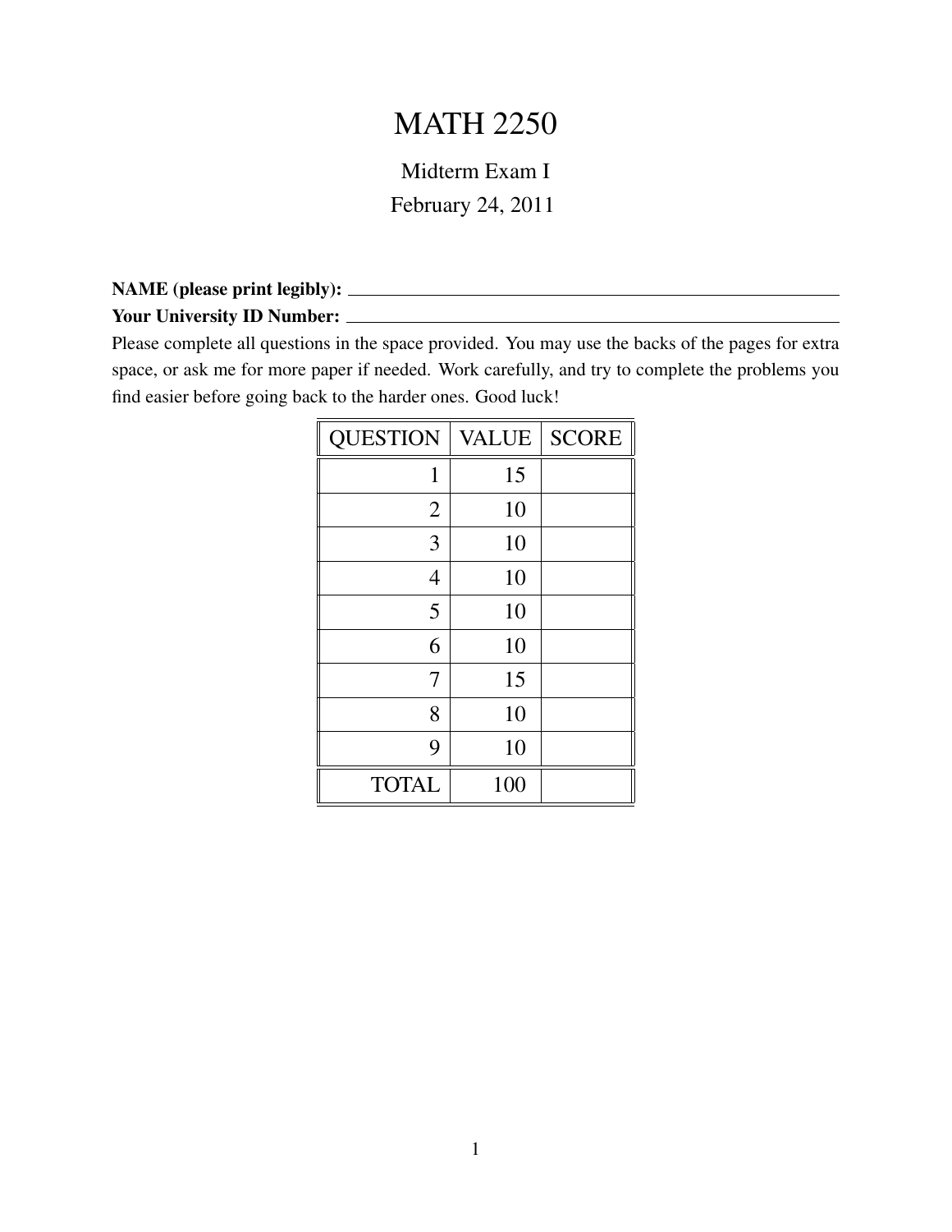# MATH 2250

## Midterm Exam I

February 24, 2011

**NAME (please print legibly):** ______________________________

**Your University ID Number:** ______________________________

Please complete all questions in the space provided. You may use the backs of the pages for extra space, or ask me for more paper if needed. Work carefully, and try to complete the problems you find easier before going back to the harder ones. Good luck!

| QUESTION | VALUE | SCORE |
|---|---|---|
| 1 | 15 | |
| 2 | 10 | |
| 3 | 10 | |
| 4 | 10 | |
| 5 | 10 | |
| 6 | 10 | |
| 7 | 15 | |
| 8 | 10 | |
| 9 | 10 | |
| TOTAL | 100 | |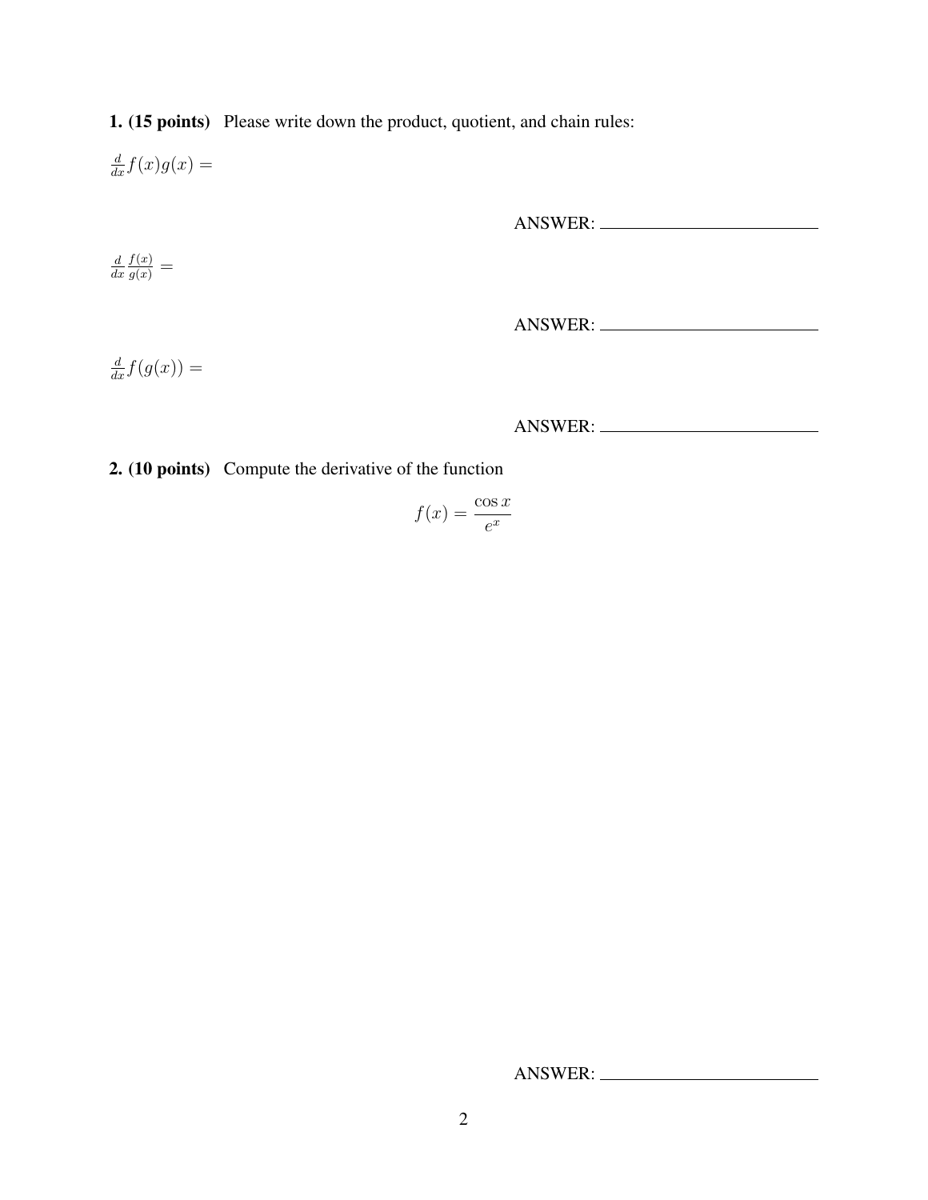**1. (15 points)** Please write down the product, quotient, and chain rules:

$\frac{d}{dx} f(x)g(x) =$

ANSWER: ____________________

$\frac{d}{dx} \frac{f(x)}{g(x)} =$

ANSWER: ____________________

$\frac{d}{dx} f(g(x)) =$

ANSWER: ____________________

**2. (10 points)** Compute the derivative of the function

$$f(x) = \frac{\cos x}{e^x}$$

ANSWER: ____________________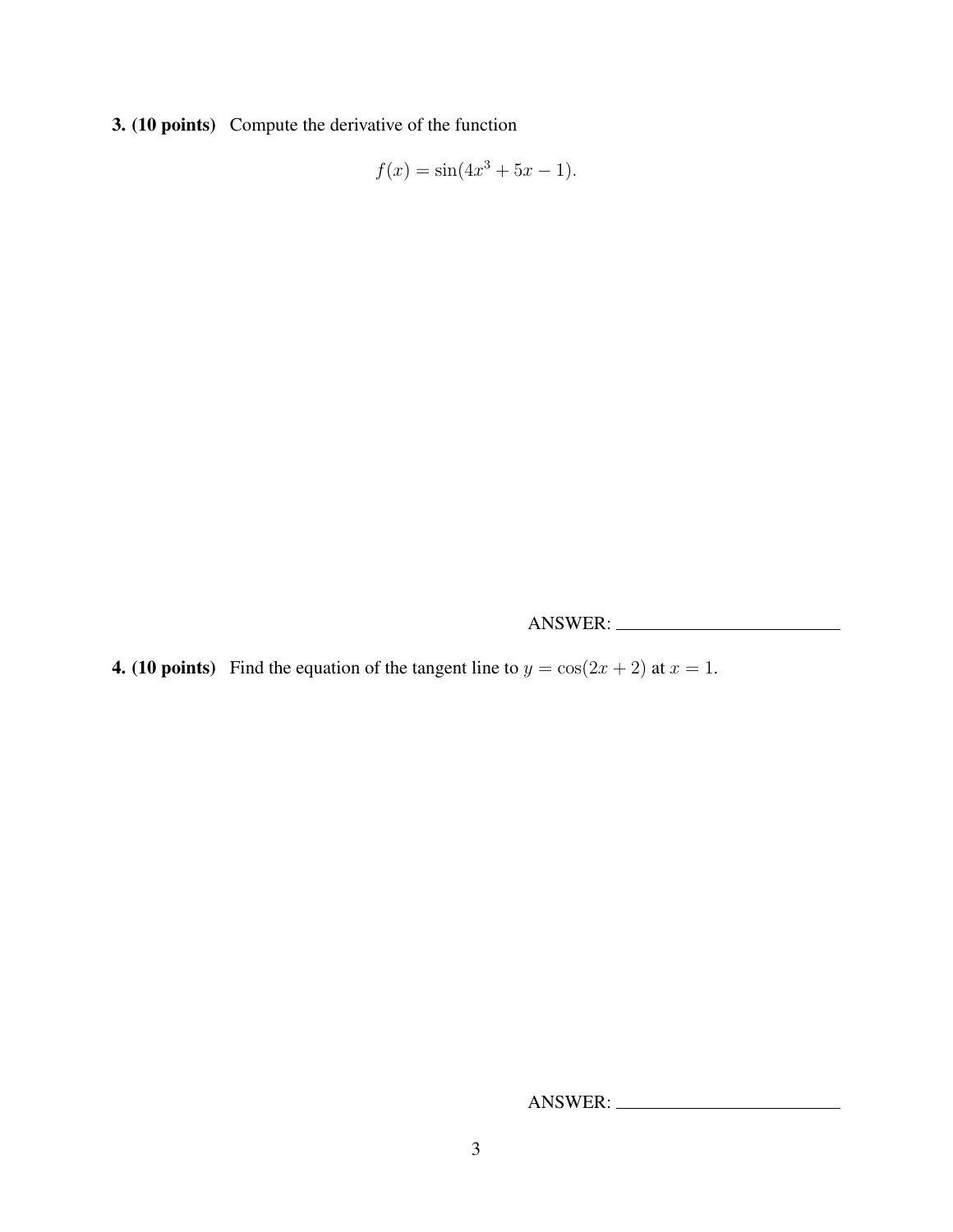**3. (10 points)** Compute the derivative of the function

$$f(x) = \sin(4x^3 + 5x - 1).$$

ANSWER: \_\_\_\_\_\_\_\_\_\_\_\_\_\_\_\_\_\_\_\_

**4. (10 points)** Find the equation of the tangent line to $y = \cos(2x + 2)$ at $x = 1$.

ANSWER: \_\_\_\_\_\_\_\_\_\_\_\_\_\_\_\_\_\_\_\_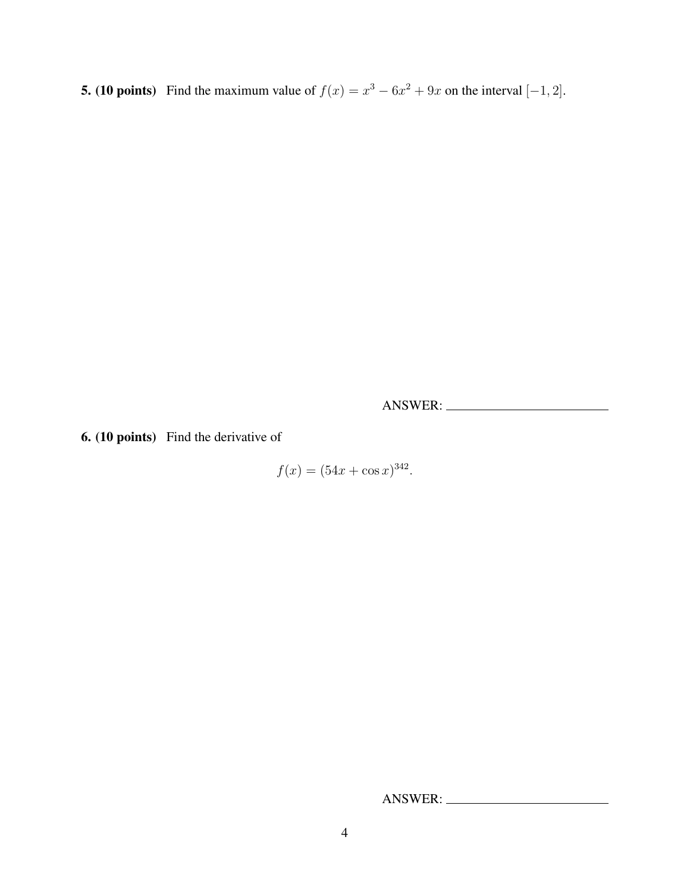**5. (10 points)** Find the maximum value of $f(x) = x^3 - 6x^2 + 9x$ on the interval $[-1, 2]$.

ANSWER: \_\_\_\_\_\_\_\_\_\_\_\_\_\_\_\_\_\_\_\_\_\_\_\_

**6. (10 points)** Find the derivative of

$$f(x) = (54x + \cos x)^{342}.$$

ANSWER: \_\_\_\_\_\_\_\_\_\_\_\_\_\_\_\_\_\_\_\_\_\_\_\_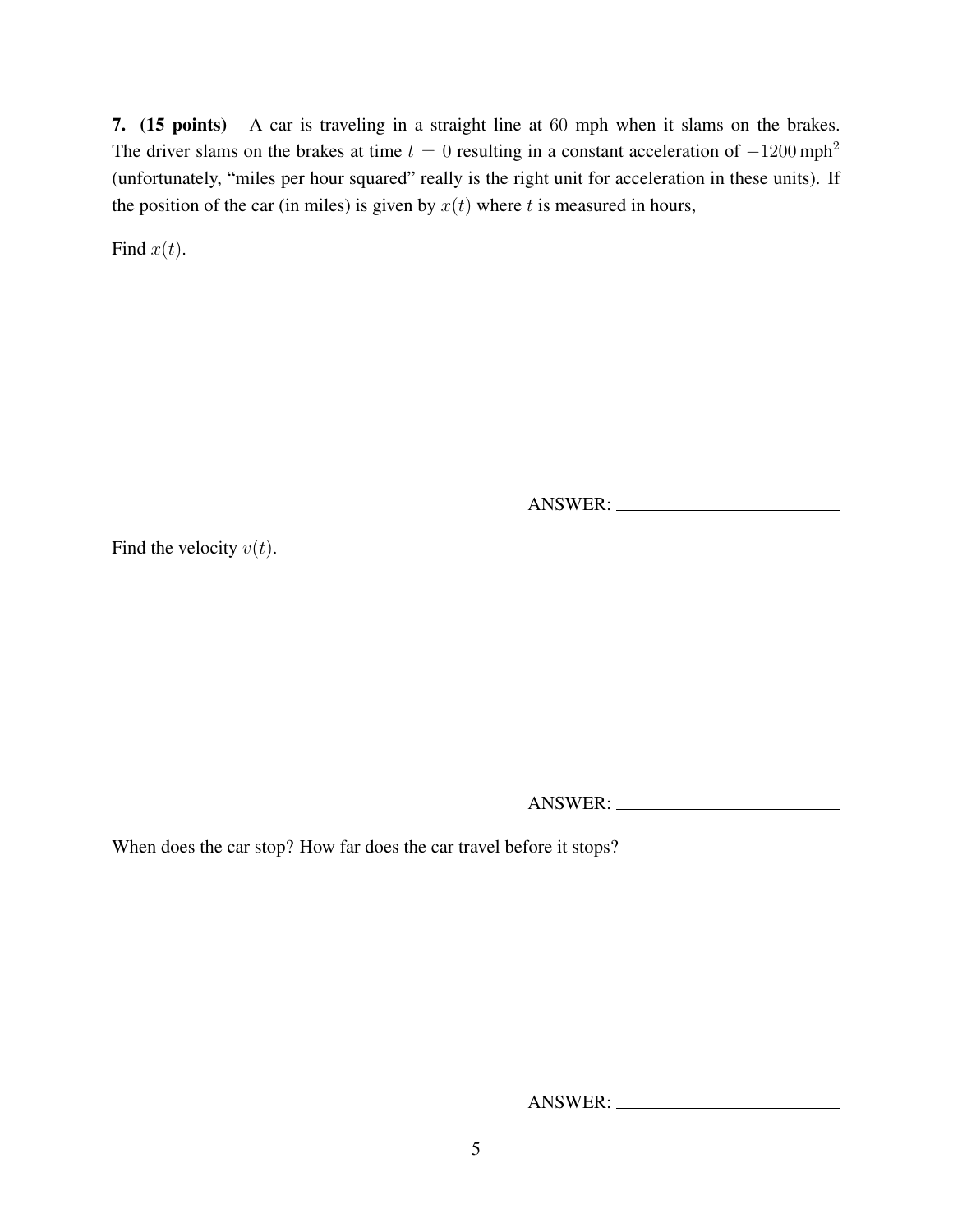**7. (15 points)** A car is traveling in a straight line at $60$ mph when it slams on the brakes. The driver slams on the brakes at time $t = 0$ resulting in a constant acceleration of $-1200\,\text{mph}^2$ (unfortunately, "miles per hour squared" really is the right unit for acceleration in these units). If the position of the car (in miles) is given by $x(t)$ where $t$ is measured in hours,

Find $x(t)$.

ANSWER: ________________________

Find the velocity $v(t)$.

ANSWER: ________________________

When does the car stop? How far does the car travel before it stops?

ANSWER: ________________________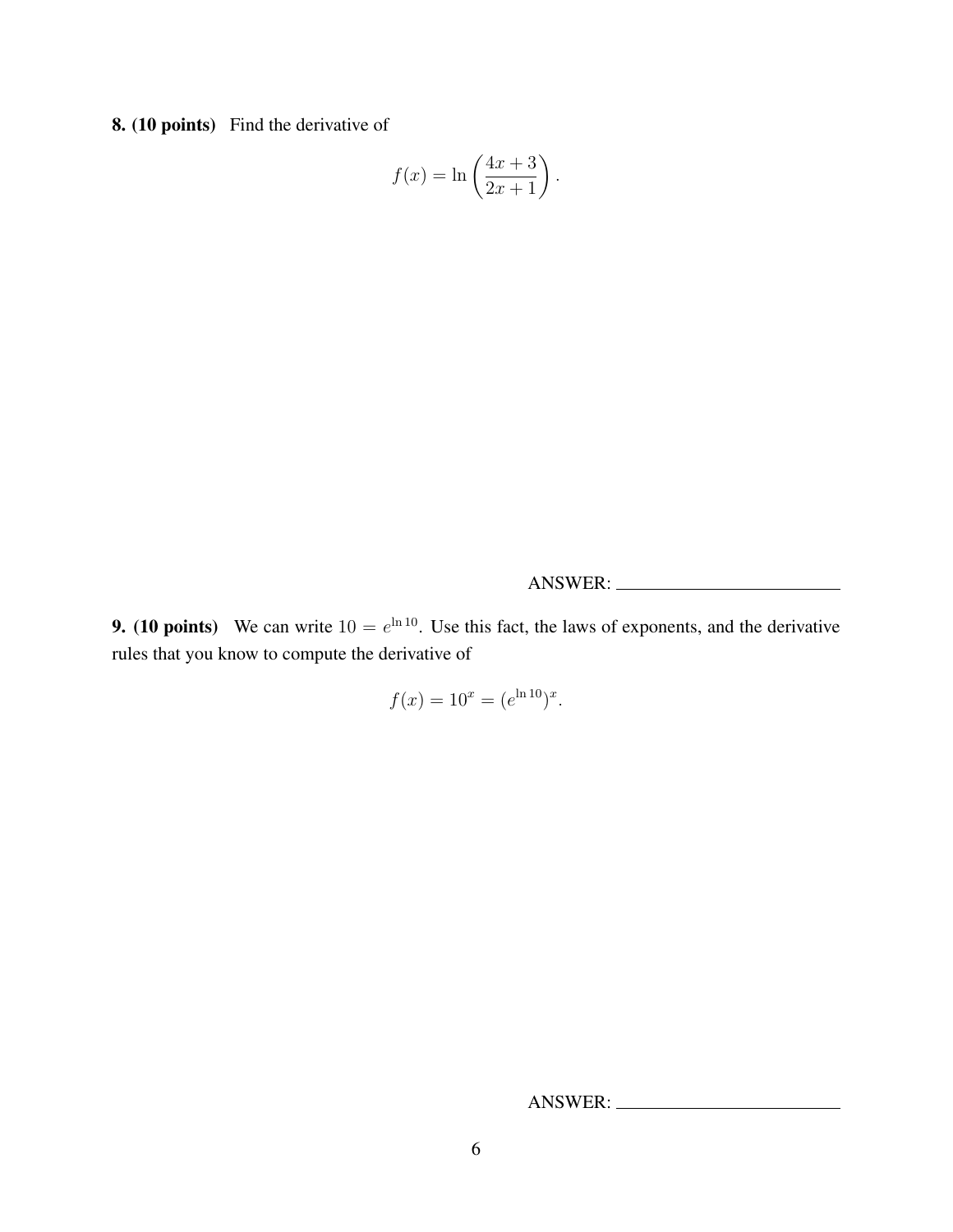**8. (10 points)** Find the derivative of

$$f(x) = \ln\left(\frac{4x+3}{2x+1}\right).$$

ANSWER: ________________________

**9. (10 points)** We can write $10 = e^{\ln 10}$. Use this fact, the laws of exponents, and the derivative rules that you know to compute the derivative of

$$f(x) = 10^x = (e^{\ln 10})^x.$$

ANSWER: ________________________